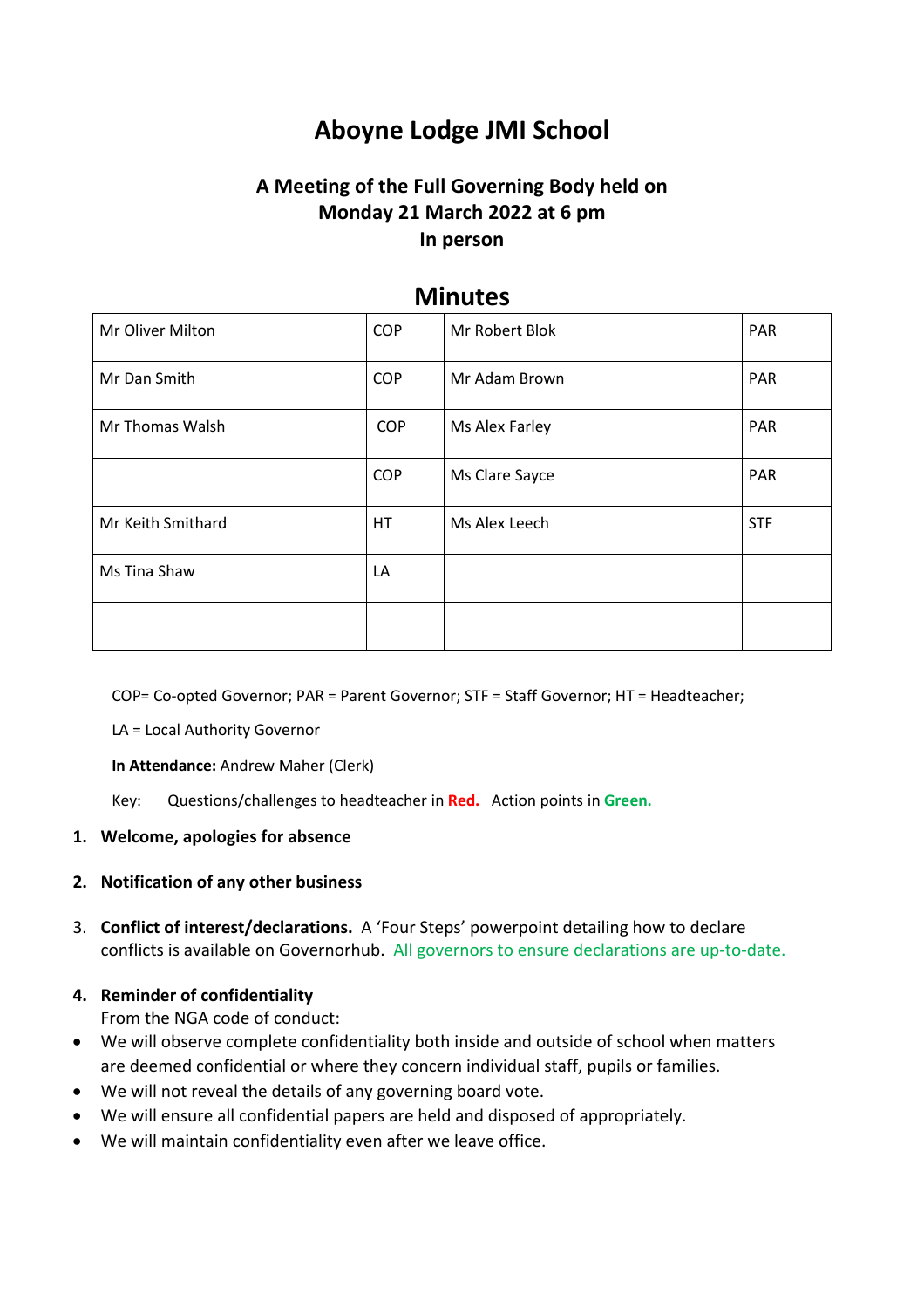# Aboyne Lodge JMI School

## A Meeting of the Full Governing Body held on Monday 21 March 2022 at 6 pm In person

## Minutes

| | | | |
|---|---|---|---|
| Mr Oliver Milton | COP | Mr Robert Blok | PAR |
| Mr Dan Smith | COP | Mr Adam Brown | PAR |
| Mr Thomas Walsh | COP | Ms Alex Farley | PAR |
| | COP | Ms Clare Sayce | PAR |
| Mr Keith Smithard | HT | Ms Alex Leech | STF |
| Ms Tina Shaw | LA | | |
| | | | |

COP= Co-opted Governor; PAR = Parent Governor; STF = Staff Governor; HT = Headteacher;

LA = Local Authority Governor

**In Attendance:** Andrew Maher (Clerk)

Key: Questions/challenges to headteacher in **Red.** Action points in **Green.**

1. **Welcome, apologies for absence**

2. **Notification of any other business**

3. **Conflict of interest/declarations.** A 'Four Steps' powerpoint detailing how to declare conflicts is available on Governorhub. All governors to ensure declarations are up-to-date.

4. **Reminder of confidentiality**

   From the NGA code of conduct:

- We will observe complete confidentiality both inside and outside of school when matters are deemed confidential or where they concern individual staff, pupils or families.
- We will not reveal the details of any governing board vote.
- We will ensure all confidential papers are held and disposed of appropriately.
- We will maintain confidentiality even after we leave office.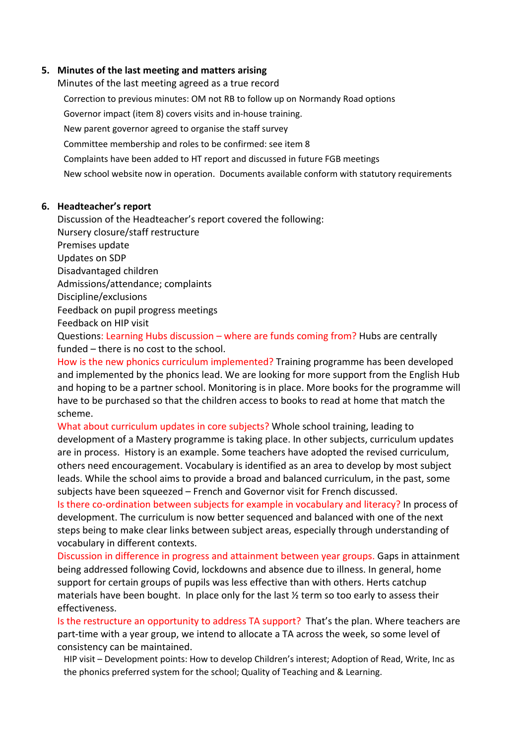## 5. Minutes of the last meeting and matters arising

Minutes of the last meeting agreed as a true record

Correction to previous minutes: OM not RB to follow up on Normandy Road options

Governor impact (item 8) covers visits and in-house training.

New parent governor agreed to organise the staff survey

Committee membership and roles to be confirmed: see item 8

Complaints have been added to HT report and discussed in future FGB meetings

New school website now in operation. Documents available conform with statutory requirements

## 6. Headteacher's report

Discussion of the Headteacher's report covered the following:

Nursery closure/staff restructure

Premises update

Updates on SDP

Disadvantaged children

Admissions/attendance; complaints

Discipline/exclusions

Feedback on pupil progress meetings

Feedback on HIP visit

Questions: Learning Hubs discussion – where are funds coming from? Hubs are centrally funded – there is no cost to the school.

How is the new phonics curriculum implemented? Training programme has been developed and implemented by the phonics lead. We are looking for more support from the English Hub and hoping to be a partner school. Monitoring is in place. More books for the programme will have to be purchased so that the children access to books to read at home that match the scheme.

What about curriculum updates in core subjects? Whole school training, leading to development of a Mastery programme is taking place. In other subjects, curriculum updates are in process. History is an example. Some teachers have adopted the revised curriculum, others need encouragement. Vocabulary is identified as an area to develop by most subject leads. While the school aims to provide a broad and balanced curriculum, in the past, some subjects have been squeezed – French and Governor visit for French discussed.

Is there co-ordination between subjects for example in vocabulary and literacy? In process of development. The curriculum is now better sequenced and balanced with one of the next steps being to make clear links between subject areas, especially through understanding of vocabulary in different contexts.

Discussion in difference in progress and attainment between year groups. Gaps in attainment being addressed following Covid, lockdowns and absence due to illness. In general, home support for certain groups of pupils was less effective than with others. Herts catchup materials have been bought. In place only for the last ½ term so too early to assess their effectiveness.

Is the restructure an opportunity to address TA support? That's the plan. Where teachers are part-time with a year group, we intend to allocate a TA across the week, so some level of consistency can be maintained.

HIP visit – Development points: How to develop Children's interest; Adoption of Read, Write, Inc as the phonics preferred system for the school; Quality of Teaching and & Learning.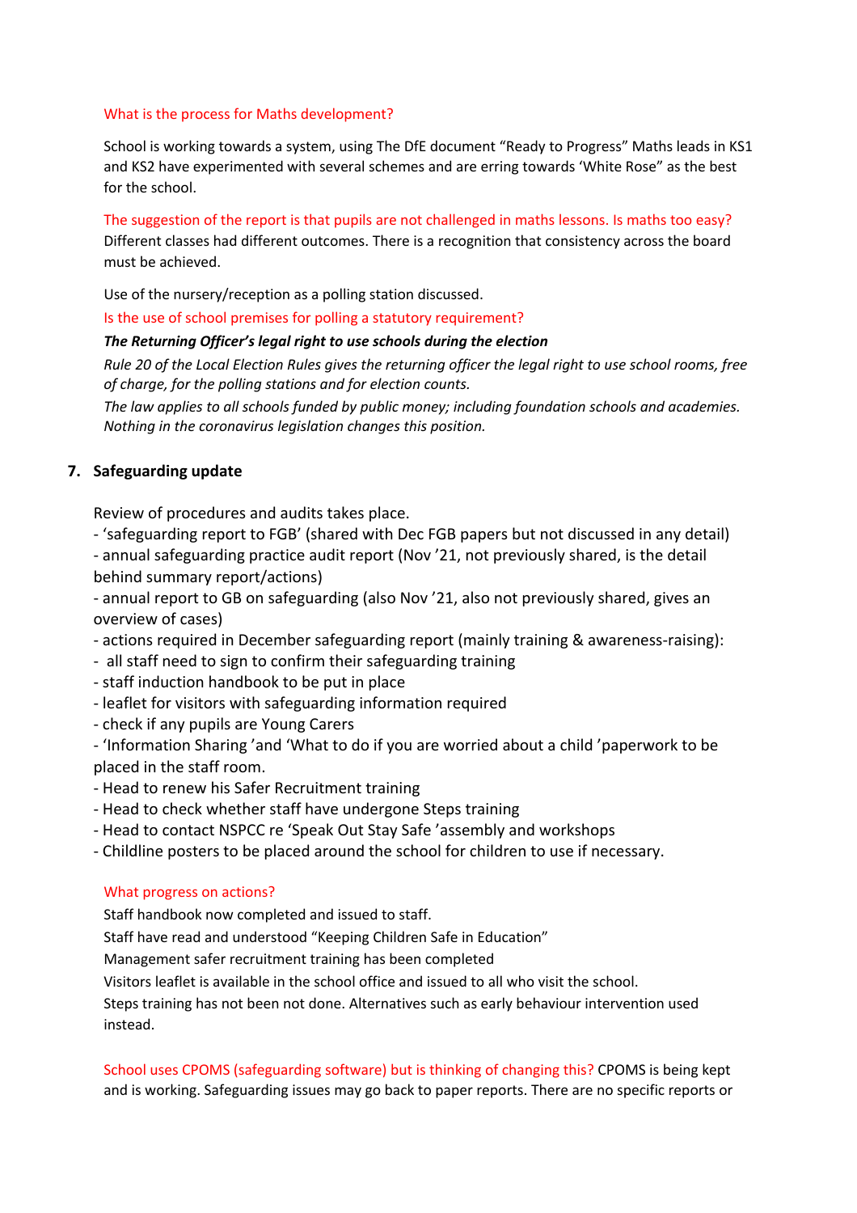What is the process for Maths development?

School is working towards a system, using The DfE document "Ready to Progress" Maths leads in KS1 and KS2 have experimented with several schemes and are erring towards 'White Rose" as the best for the school.

The suggestion of the report is that pupils are not challenged in maths lessons. Is maths too easy?

Different classes had different outcomes. There is a recognition that consistency across the board must be achieved.

Use of the nursery/reception as a polling station discussed.

Is the use of school premises for polling a statutory requirement?

***The Returning Officer's legal right to use schools during the election***

*Rule 20 of the Local Election Rules gives the returning officer the legal right to use school rooms, free of charge, for the polling stations and for election counts.*

*The law applies to all schools funded by public money; including foundation schools and academies. Nothing in the coronavirus legislation changes this position.*

## 7. Safeguarding update

Review of procedures and audits takes place.

- 'safeguarding report to FGB' (shared with Dec FGB papers but not discussed in any detail)
- annual safeguarding practice audit report (Nov '21, not previously shared, is the detail behind summary report/actions)
- annual report to GB on safeguarding (also Nov '21, also not previously shared, gives an overview of cases)
- actions required in December safeguarding report (mainly training & awareness-raising):
- all staff need to sign to confirm their safeguarding training
- staff induction handbook to be put in place
- leaflet for visitors with safeguarding information required
- check if any pupils are Young Carers
- 'Information Sharing 'and 'What to do if you are worried about a child 'paperwork to be placed in the staff room.
- Head to renew his Safer Recruitment training
- Head to check whether staff have undergone Steps training
- Head to contact NSPCC re 'Speak Out Stay Safe 'assembly and workshops
- Childline posters to be placed around the school for children to use if necessary.

What progress on actions?

Staff handbook now completed and issued to staff.

Staff have read and understood "Keeping Children Safe in Education"

Management safer recruitment training has been completed

Visitors leaflet is available in the school office and issued to all who visit the school.

Steps training has not been not done. Alternatives such as early behaviour intervention used instead.

School uses CPOMS (safeguarding software) but is thinking of changing this? CPOMS is being kept and is working. Safeguarding issues may go back to paper reports. There are no specific reports or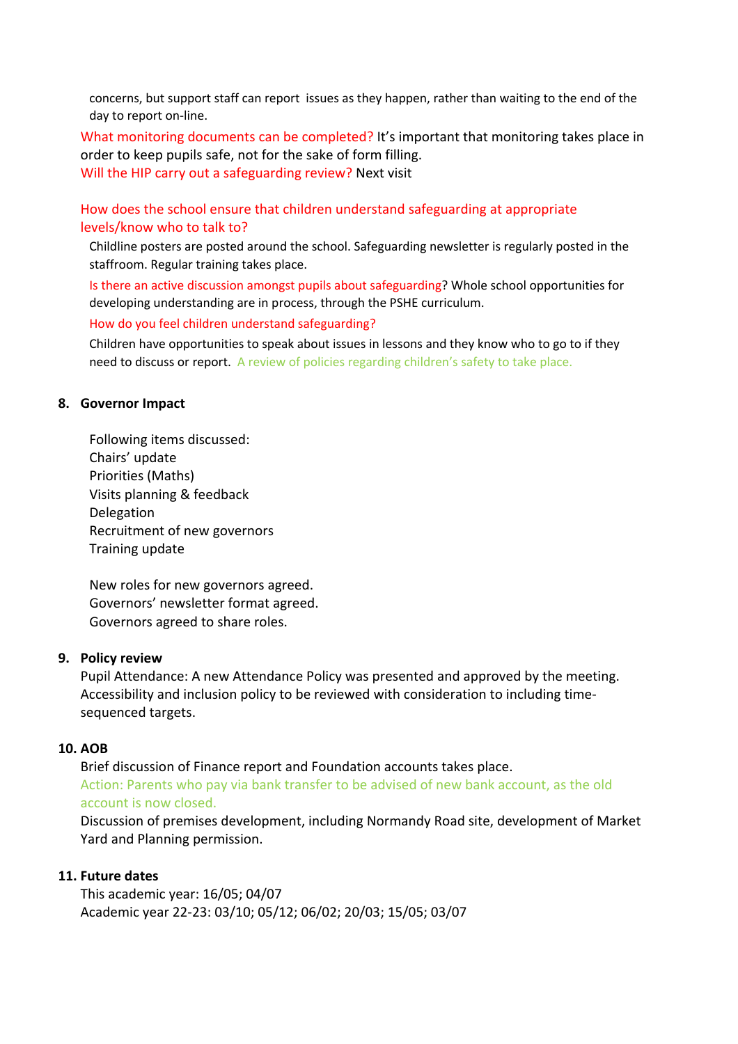concerns, but support staff can report issues as they happen, rather than waiting to the end of the day to report on-line.

What monitoring documents can be completed? It's important that monitoring takes place in order to keep pupils safe, not for the sake of form filling.
Will the HIP carry out a safeguarding review? Next visit

How does the school ensure that children understand safeguarding at appropriate levels/know who to talk to?

Childline posters are posted around the school. Safeguarding newsletter is regularly posted in the staffroom. Regular training takes place.

Is there an active discussion amongst pupils about safeguarding? Whole school opportunities for developing understanding are in process, through the PSHE curriculum.

How do you feel children understand safeguarding?

Children have opportunities to speak about issues in lessons and they know who to go to if they need to discuss or report. A review of policies regarding children's safety to take place.

**8. Governor Impact**

Following items discussed:
Chairs' update
Priorities (Maths)
Visits planning & feedback
Delegation
Recruitment of new governors
Training update

New roles for new governors agreed.
Governors' newsletter format agreed.
Governors agreed to share roles.

**9. Policy review**

Pupil Attendance: A new Attendance Policy was presented and approved by the meeting.
Accessibility and inclusion policy to be reviewed with consideration to including time-sequenced targets.

**10. AOB**

Brief discussion of Finance report and Foundation accounts takes place.
Action: Parents who pay via bank transfer to be advised of new bank account, as the old account is now closed.
Discussion of premises development, including Normandy Road site, development of Market Yard and Planning permission.

**11. Future dates**

This academic year: 16/05; 04/07
Academic year 22-23: 03/10; 05/12; 06/02; 20/03; 15/05; 03/07